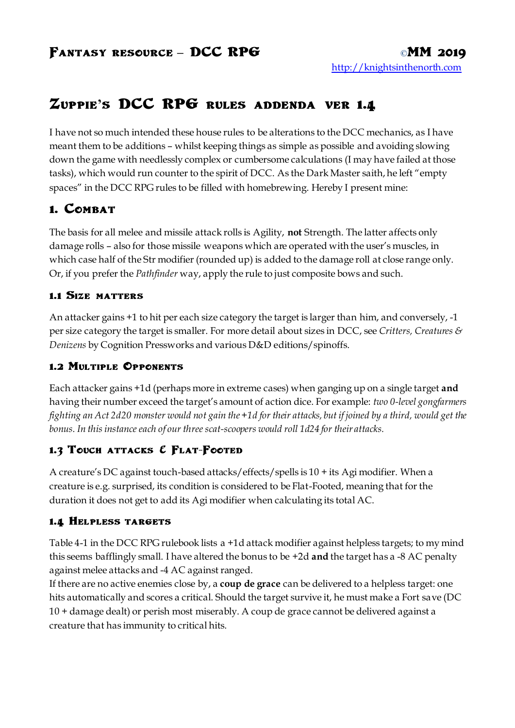# Zuppie's DCC RPG rules addenda ver 1.4

I have not so much intended these house rules to be alterations to the DCC mechanics, as I have meant them to be additions – whilst keeping things as simple as possible and avoiding slowing down the game with needlessly complex or cumbersome calculations (I may have failed at those tasks), which would run counter to the spirit of DCC. As the Dark Master saith, he left "empty spaces" in the DCC RPG rules to be filled with homebrewing. Hereby I present mine:

## 1. Combat

The basis for all melee and missile attack rolls is Agility, **not** Strength. The latter affects only damage rolls – also for those missile weapons which are operated with the user's muscles, in which case half of the Str modifier (rounded up) is added to the damage roll at close range only. Or, if you prefer the *Pathfinder* way, apply the rule to just composite bows and such.

### 1.1 Size matters

An attacker gains +1 to hit per each size category the target is larger than him, and conversely, -1 per size category the target is smaller. For more detail about sizes in DCC, see *Critters, Creatures & Denizens* by Cognition Pressworks and various D&D editions/spinoffs.

### 1.2 Multiple Opponents

Each attacker gains +1d (perhaps more in extreme cases) when ganging up on a single target **and** having their number exceed the target's amount of action dice. For example: *two 0-level gongfarmers fighting an Act 2d20 monster would not gain the +1d for their attacks, but if joined by a third, would get the bonus. In this instance each of our three scat-scoopers would roll 1d24 for their attacks.*

### 1.3 Touch attacks & Flat-Footed

A creature's DC against touch-based attacks/effects/spells is 10 + its Agi modifier. When a creature is e.g. surprised, its condition is considered to be Flat-Footed, meaning that for the duration it does not get to add its Agi modifier when calculating its total AC.

### 1.4 Helpless targets

Table 4-1 in the DCC RPG rulebook lists a +1d attack modifier against helpless targets; to my mind this seems bafflingly small. I have altered the bonus to be +2d **and** the target has a -8 AC penalty against melee attacks and -4 AC against ranged.

If there are no active enemies close by, a **coup de grace** can be delivered to a helpless target: one hits automatically and scores a critical. Should the target survive it, he must make a Fort save (DC 10 + damage dealt) or perish most miserably. A coup de grace cannot be delivered against a creature that has immunity to critical hits.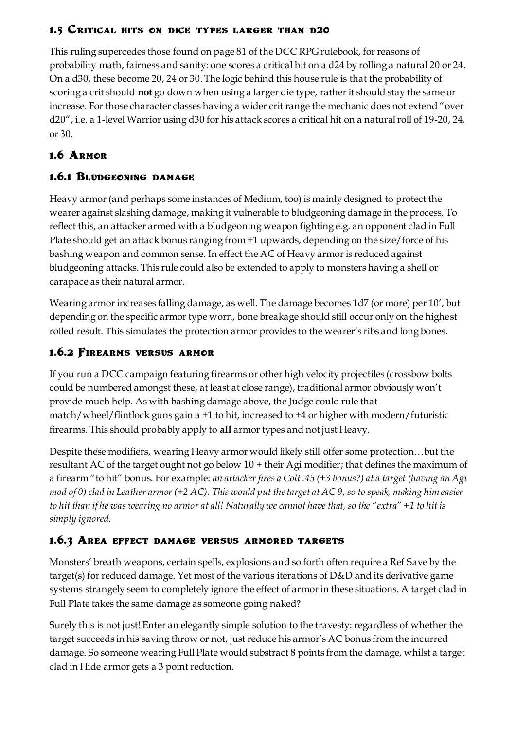## 1.5 Critical hits on dice types larger than d20

This ruling supercedes those found on page 81 of the DCC RPG rulebook, for reasons of probability math, fairness and sanity: one scores a critical hit on a d24 by rolling a natural 20 or 24. On a d30, these become 20, 24 or 30. The logic behind this house rule is that the probability of scoring a crit should **not** go down when using a larger die type, rather it should stay the same or increase. For those character classes having a wider crit range the mechanic does not extend "over d20", i.e. a 1-level Warrior using d30 for his attack scores a critical hit on a natural roll of 19-20, 24, or 30.

## 1.6 Armor

### 1.6.1 Bludgeoning damage

Heavy armor (and perhaps some instances of Medium, too) is mainly designed to protect the wearer against slashing damage, making it vulnerable to bludgeoning damage in the process. To reflect this, an attacker armed with a bludgeoning weapon fighting e.g. an opponent clad in Full Plate should get an attack bonus ranging from +1 upwards, depending on the size/force of his bashing weapon and common sense. In effect the AC of Heavy armor is reduced against bludgeoning attacks. This rule could also be extended to apply to monsters having a shell or carapace as their natural armor.

Wearing armor increases falling damage, as well. The damage becomes 1d7 (or more) per 10', but depending on the specific armor type worn, bone breakage should still occur only on the highest rolled result. This simulates the protection armor provides to the wearer's ribs and long bones.

### 1.6.2 Firearms versus armor

If you run a DCC campaign featuring firearms or other high velocity projectiles (crossbow bolts could be numbered amongst these, at least at close range), traditional armor obviously won't provide much help. As with bashing damage above, the Judge could rule that match/wheel/flintlock guns gain a +1 to hit, increased to +4 or higher with modern/futuristic firearms. This should probably apply to **all** armor types and not just Heavy.

Despite these modifiers, wearing Heavy armor would likely still offer some protection…but the resultant AC of the target ought not go below 10 + their Agi modifier; that defines the maximum of a firearm "to hit" bonus. For example: *an attacker fires a Colt .45 (+3 bonus?) at a target (having an Agi mod of 0) clad in Leather armor (+2 AC). This would put the target at AC 9, so to speak, making him easier to hit than if he was wearing no armor at all! Naturally we cannot have that, so the "extra" +1 to hit is simply ignored.*

### 1.6.3 Area effect damage versus armored targets

Monsters' breath weapons, certain spells, explosions and so forth often require a Ref Save by the target(s) for reduced damage. Yet most of the various iterations of D&D and its derivative game systems strangely seem to completely ignore the effect of armor in these situations. A target clad in Full Plate takes the same damage as someone going naked?

Surely this is not just! Enter an elegantly simple solution to the travesty: regardless of whether the target succeeds in his saving throw or not, just reduce his armor's AC bonus from the incurred damage. So someone wearing Full Plate would substract 8 points from the damage, whilst a target clad in Hide armor gets a 3 point reduction.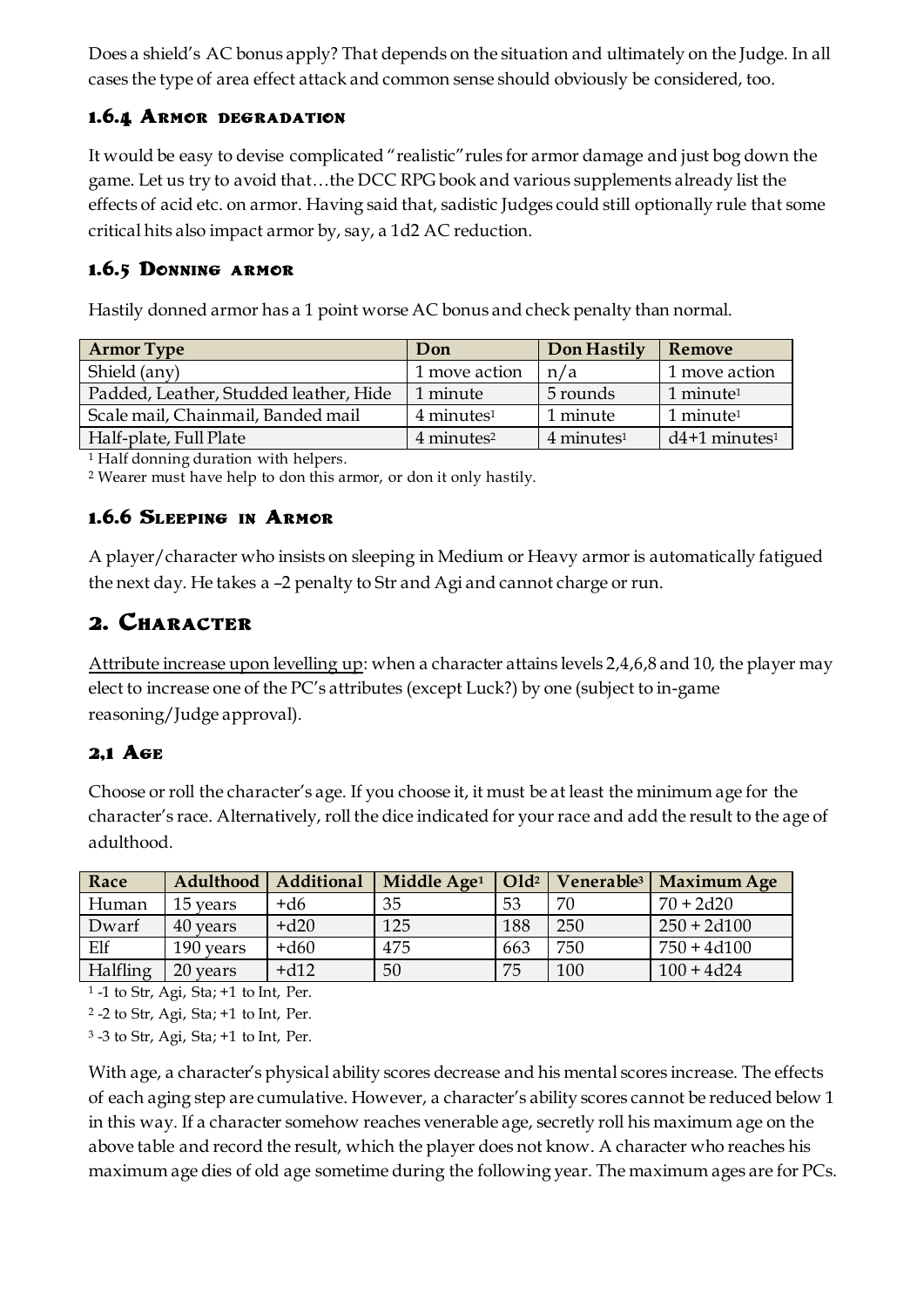Does a shield's AC bonus apply? That depends on the situation and ultimately on the Judge. In all cases the type of area effect attack and common sense should obviously be considered, too.

### 1.6.4 Armor degradation

It would be easy to devise complicated "realistic" rules for armor damage and just bog down the game. Let us try to avoid that…the DCC RPG book and various supplements already list the effects of acid etc. on armor. Having said that, sadistic Judges could still optionally rule that some critical hits also impact armor by, say, a 1d2 AC reduction.

### 1.6.5 Donning armor

Hastily donned armor has a 1 point worse AC bonus and check penalty than normal.

| Armor Type | Don | Don Hastily | Remove |
|---|---|---|---|
| Shield (any) | 1 move action | n/a | 1 move action |
| Padded, Leather, Studded leather, Hide | 1 minute | 5 rounds | 1 minute[1] |
| Scale mail, Chainmail, Banded mail | 4 minutes[1] | 1 minute | 1 minute[1] |
| Half-plate, Full Plate | 4 minutes[2] | 4 minutes[1] | d4+1 minutes[1] |

[1] Half donning duration with helpers.

[2] Wearer must have help to don this armor, or don it only hastily.

### 1.6.6 Sleeping in Armor

A player/character who insists on sleeping in Medium or Heavy armor is automatically fatigued the next day. He takes a –2 penalty to Str and Agi and cannot charge or run.

## 2. Character

<u>Attribute increase upon levelling up</u>: when a character attains levels 2,4,6,8 and 10, the player may elect to increase one of the PC's attributes (except Luck?) by one (subject to in-game reasoning/Judge approval).

### 2,1 Age

Choose or roll the character's age. If you choose it, it must be at least the minimum age for the character's race. Alternatively, roll the dice indicated for your race and add the result to the age of adulthood.

| Race | Adulthood | Additional | Middle Age[1] | Old[2] | Venerable[3] | Maximum Age |
|---|---|---|---|---|---|---|
| Human | 15 years | +d6 | 35 | 53 | 70 | 70 + 2d20 |
| Dwarf | 40 years | +d20 | 125 | 188 | 250 | 250 + 2d100 |
| Elf | 190 years | +d60 | 475 | 663 | 750 | 750 + 4d100 |
| Halfling | 20 years | +d12 | 50 | 75 | 100 | 100 + 4d24 |

[1] -1 to Str, Agi, Sta; +1 to Int, Per.

[2] -2 to Str, Agi, Sta; +1 to Int, Per.

[3] -3 to Str, Agi, Sta; +1 to Int, Per.

With age, a character's physical ability scores decrease and his mental scores increase. The effects of each aging step are cumulative. However, a character's ability scores cannot be reduced below 1 in this way. If a character somehow reaches venerable age, secretly roll his maximum age on the above table and record the result, which the player does not know. A character who reaches his maximum age dies of old age sometime during the following year. The maximum ages are for PCs.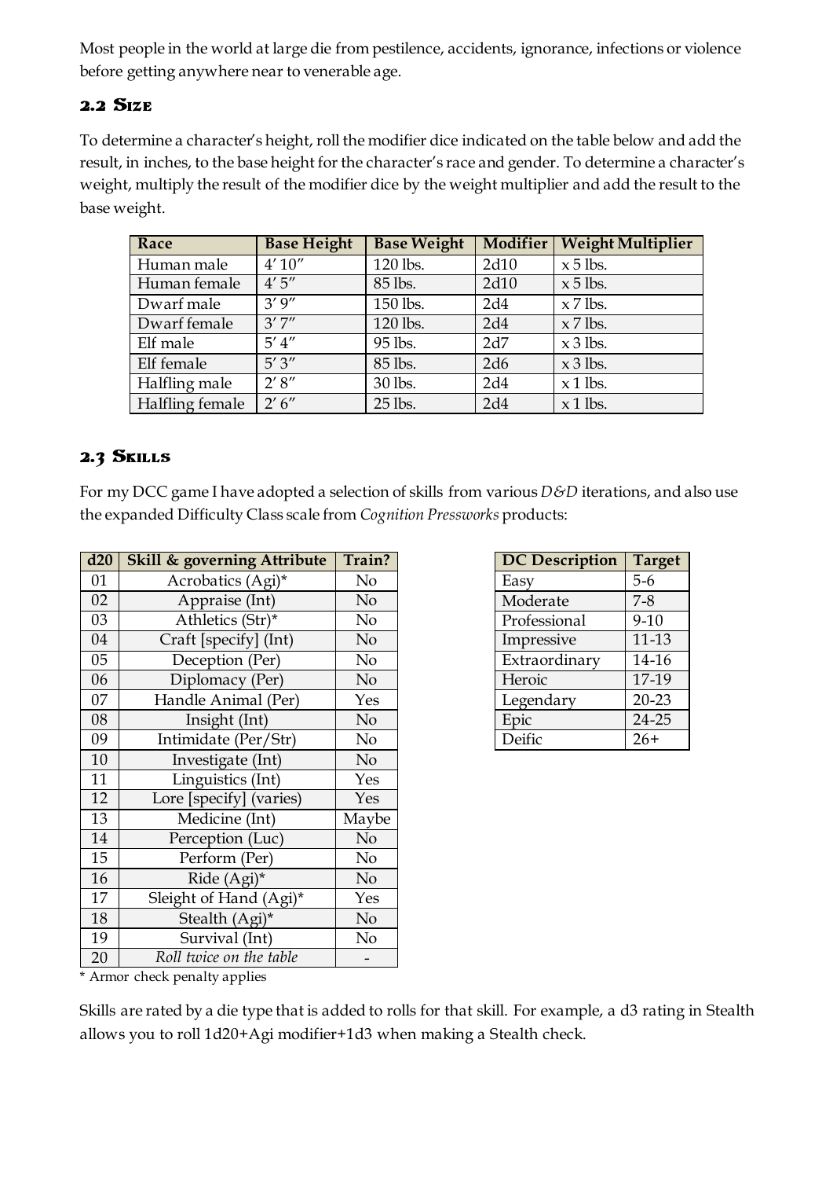Most people in the world at large die from pestilence, accidents, ignorance, infections or violence before getting anywhere near to venerable age.

## 2.2 Size

To determine a character's height, roll the modifier dice indicated on the table below and add the result, in inches, to the base height for the character's race and gender. To determine a character's weight, multiply the result of the modifier dice by the weight multiplier and add the result to the base weight.

| Race | Base Height | Base Weight | Modifier | Weight Multiplier |
|---|---|---|---|---|
| Human male | 4′ 10″ | 120 lbs. | 2d10 | x 5 lbs. |
| Human female | 4′ 5″ | 85 lbs. | 2d10 | x 5 lbs. |
| Dwarf male | 3′ 9″ | 150 lbs. | 2d4 | x 7 lbs. |
| Dwarf female | 3′ 7″ | 120 lbs. | 2d4 | x 7 lbs. |
| Elf male | 5′ 4″ | 95 lbs. | 2d7 | x 3 lbs. |
| Elf female | 5′ 3″ | 85 lbs. | 2d6 | x 3 lbs. |
| Halfling male | 2′ 8″ | 30 lbs. | 2d4 | x 1 lbs. |
| Halfling female | 2′ 6″ | 25 lbs. | 2d4 | x 1 lbs. |

## 2.3 Skills

For my DCC game I have adopted a selection of skills from various *D&D* iterations, and also use the expanded Difficulty Class scale from *Cognition Pressworks* products:

| d20 | Skill & governing Attribute | Train? |
|---|---|---|
| 01 | Acrobatics (Agi)* | No |
| 02 | Appraise (Int) | No |
| 03 | Athletics (Str)* | No |
| 04 | Craft [specify] (Int) | No |
| 05 | Deception (Per) | No |
| 06 | Diplomacy (Per) | No |
| 07 | Handle Animal (Per) | Yes |
| 08 | Insight (Int) | No |
| 09 | Intimidate (Per/Str) | No |
| 10 | Investigate (Int) | No |
| 11 | Linguistics (Int) | Yes |
| 12 | Lore [specify] (varies) | Yes |
| 13 | Medicine (Int) | Maybe |
| 14 | Perception (Luc) | No |
| 15 | Perform (Per) | No |
| 16 | Ride (Agi)* | No |
| 17 | Sleight of Hand (Agi)* | Yes |
| 18 | Stealth (Agi)* | No |
| 19 | Survival (Int) | No |
| 20 | *Roll twice on the table* | - |

* Armor check penalty applies

| DC Description | Target |
|---|---|
| Easy | 5-6 |
| Moderate | 7-8 |
| Professional | 9-10 |
| Impressive | 11-13 |
| Extraordinary | 14-16 |
| Heroic | 17-19 |
| Legendary | 20-23 |
| Epic | 24-25 |
| Deific | 26+ |

Skills are rated by a die type that is added to rolls for that skill. For example, a d3 rating in Stealth allows you to roll 1d20+Agi modifier+1d3 when making a Stealth check.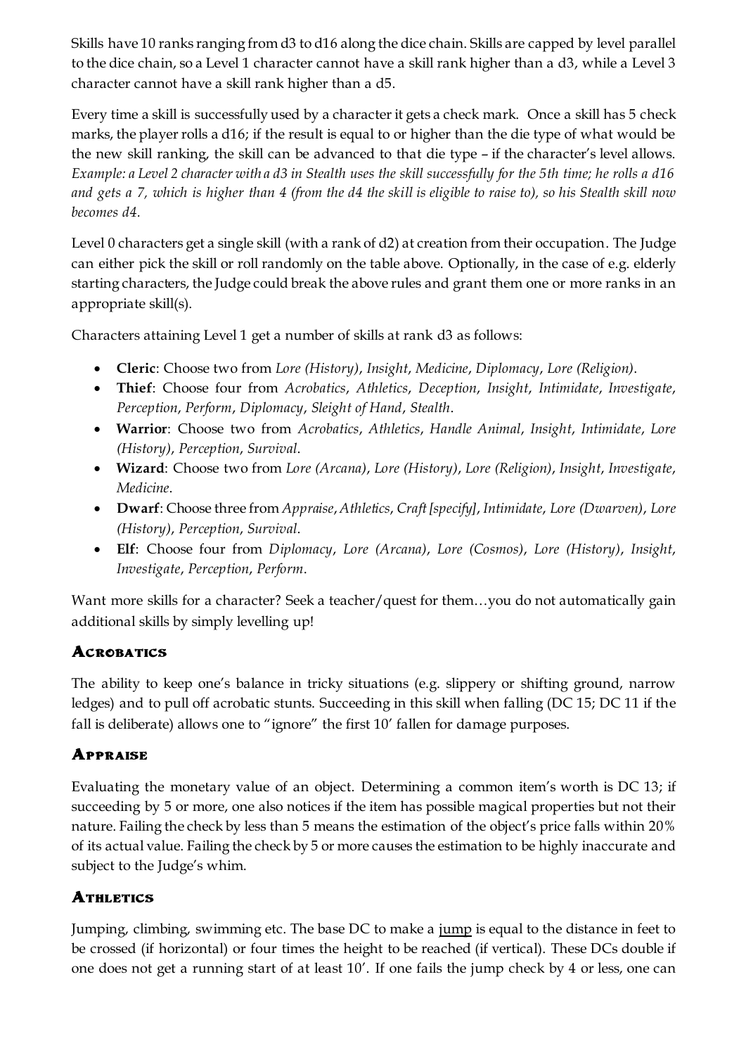Skills have 10 ranks ranging from d3 to d16 along the dice chain. Skills are capped by level parallel to the dice chain, so a Level 1 character cannot have a skill rank higher than a d3, while a Level 3 character cannot have a skill rank higher than a d5.

Every time a skill is successfully used by a character it gets a check mark. Once a skill has 5 check marks, the player rolls a d16; if the result is equal to or higher than the die type of what would be the new skill ranking, the skill can be advanced to that die type – if the character's level allows. *Example: a Level 2 character with a d3 in Stealth uses the skill successfully for the 5th time; he rolls a d16 and gets a 7, which is higher than 4 (from the d4 the skill is eligible to raise to), so his Stealth skill now becomes d4.*

Level 0 characters get a single skill (with a rank of d2) at creation from their occupation. The Judge can either pick the skill or roll randomly on the table above. Optionally, in the case of e.g. elderly starting characters, the Judge could break the above rules and grant them one or more ranks in an appropriate skill(s).

Characters attaining Level 1 get a number of skills at rank d3 as follows:

- **Cleric**: Choose two from *Lore (History)*, *Insight*, *Medicine*, *Diplomacy*, *Lore (Religion)*.
- **Thief**: Choose four from *Acrobatics*, *Athletics*, *Deception*, *Insight*, *Intimidate*, *Investigate*, *Perception*, *Perform*, *Diplomacy*, *Sleight of Hand*, *Stealth*.
- **Warrior**: Choose two from *Acrobatics*, *Athletics*, *Handle Animal*, *Insight*, *Intimidate*, *Lore (History)*, *Perception*, *Survival*.
- **Wizard**: Choose two from *Lore (Arcana)*, *Lore (History)*, *Lore (Religion)*, *Insight*, *Investigate*, *Medicine*.
- **Dwarf**: Choose three from *Appraise*, *Athletics*, *Craft [specify]*, *Intimidate*, *Lore (Dwarven)*, *Lore (History)*, *Perception*, *Survival*.
- **Elf**: Choose four from *Diplomacy*, *Lore (Arcana)*, *Lore (Cosmos)*, *Lore (History)*, *Insight*, *Investigate*, *Perception*, *Perform*.

Want more skills for a character? Seek a teacher/quest for them…you do not automatically gain additional skills by simply levelling up!

## Acrobatics

The ability to keep one's balance in tricky situations (e.g. slippery or shifting ground, narrow ledges) and to pull off acrobatic stunts. Succeeding in this skill when falling (DC 15; DC 11 if the fall is deliberate) allows one to "ignore" the first 10' fallen for damage purposes.

## Appraise

Evaluating the monetary value of an object. Determining a common item's worth is DC 13; if succeeding by 5 or more, one also notices if the item has possible magical properties but not their nature. Failing the check by less than 5 means the estimation of the object's price falls within 20% of its actual value. Failing the check by 5 or more causes the estimation to be highly inaccurate and subject to the Judge's whim.

## Athletics

Jumping, climbing, swimming etc. The base DC to make a jump is equal to the distance in feet to be crossed (if horizontal) or four times the height to be reached (if vertical). These DCs double if one does not get a running start of at least 10'. If one fails the jump check by 4 or less, one can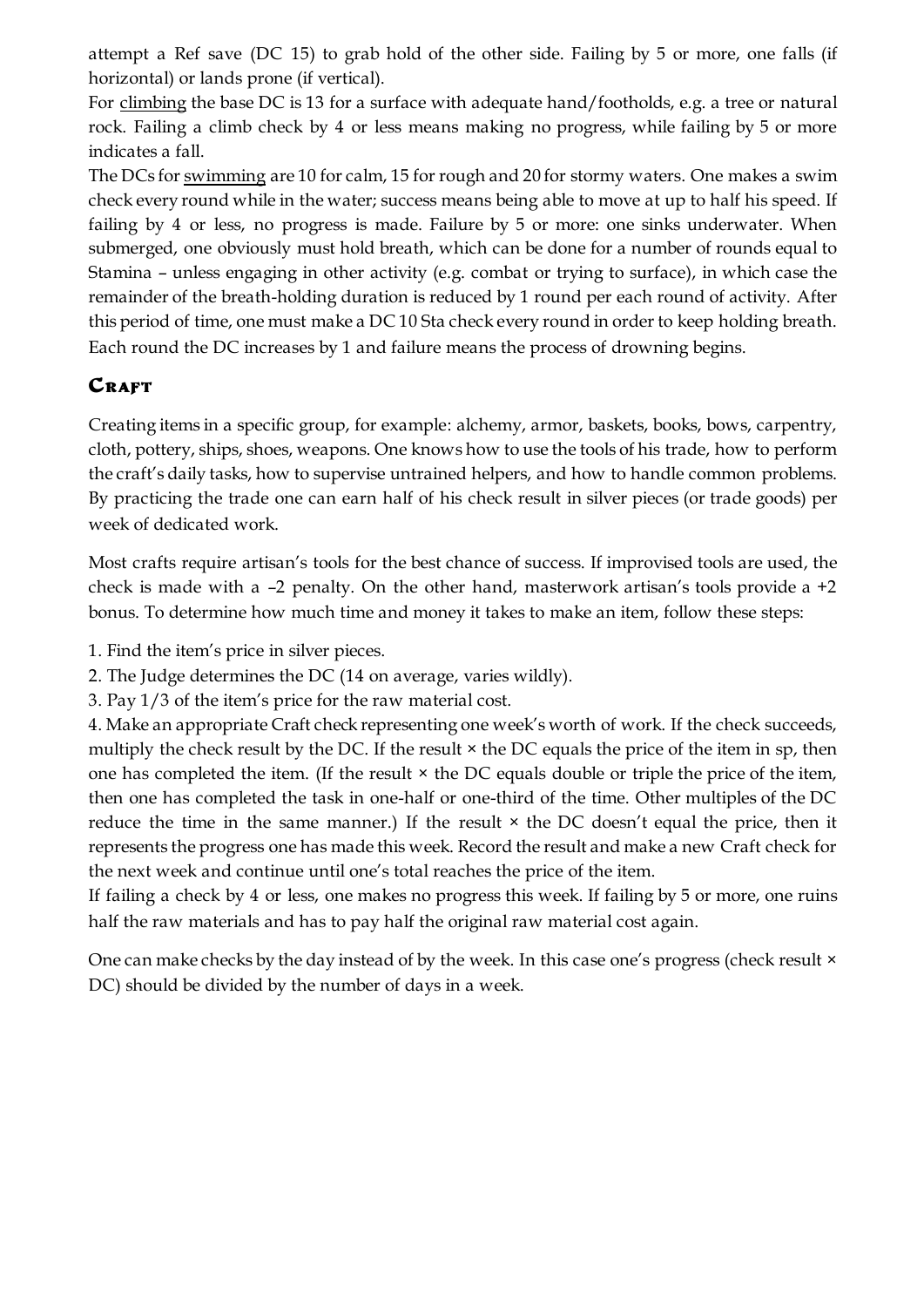attempt a Ref save (DC 15) to grab hold of the other side. Failing by 5 or more, one falls (if horizontal) or lands prone (if vertical).

For climbing the base DC is 13 for a surface with adequate hand/footholds, e.g. a tree or natural rock. Failing a climb check by 4 or less means making no progress, while failing by 5 or more indicates a fall.

The DCs for swimming are 10 for calm, 15 for rough and 20 for stormy waters. One makes a swim check every round while in the water; success means being able to move at up to half his speed. If failing by 4 or less, no progress is made. Failure by 5 or more: one sinks underwater. When submerged, one obviously must hold breath, which can be done for a number of rounds equal to Stamina – unless engaging in other activity (e.g. combat or trying to surface), in which case the remainder of the breath-holding duration is reduced by 1 round per each round of activity. After this period of time, one must make a DC 10 Sta check every round in order to keep holding breath. Each round the DC increases by 1 and failure means the process of drowning begins.

## Craft

Creating items in a specific group, for example: alchemy, armor, baskets, books, bows, carpentry, cloth, pottery, ships, shoes, weapons. One knows how to use the tools of his trade, how to perform the craft's daily tasks, how to supervise untrained helpers, and how to handle common problems. By practicing the trade one can earn half of his check result in silver pieces (or trade goods) per week of dedicated work.

Most crafts require artisan's tools for the best chance of success. If improvised tools are used, the check is made with a –2 penalty. On the other hand, masterwork artisan's tools provide a +2 bonus. To determine how much time and money it takes to make an item, follow these steps:

1. Find the item's price in silver pieces.
2. The Judge determines the DC (14 on average, varies wildly).
3. Pay 1/3 of the item's price for the raw material cost.
4. Make an appropriate Craft check representing one week's worth of work. If the check succeeds, multiply the check result by the DC. If the result × the DC equals the price of the item in sp, then one has completed the item. (If the result × the DC equals double or triple the price of the item, then one has completed the task in one-half or one-third of the time. Other multiples of the DC reduce the time in the same manner.) If the result × the DC doesn't equal the price, then it represents the progress one has made this week. Record the result and make a new Craft check for the next week and continue until one's total reaches the price of the item.

If failing a check by 4 or less, one makes no progress this week. If failing by 5 or more, one ruins half the raw materials and has to pay half the original raw material cost again.

One can make checks by the day instead of by the week. In this case one's progress (check result × DC) should be divided by the number of days in a week.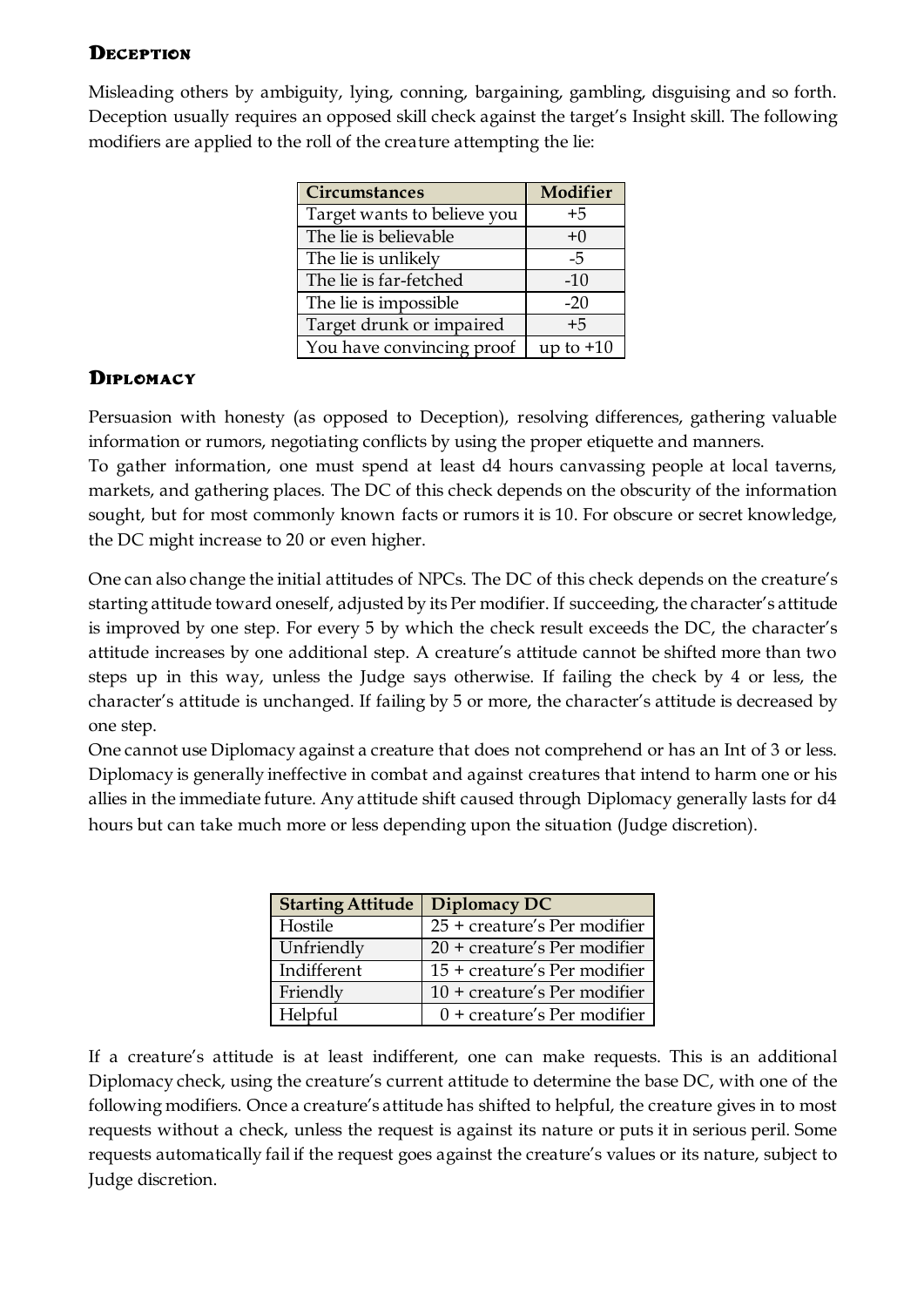### Deception

Misleading others by ambiguity, lying, conning, bargaining, gambling, disguising and so forth. Deception usually requires an opposed skill check against the target's Insight skill. The following modifiers are applied to the roll of the creature attempting the lie:

| Circumstances | Modifier |
|---|---|
| Target wants to believe you | +5 |
| The lie is believable | +0 |
| The lie is unlikely | -5 |
| The lie is far-fetched | -10 |
| The lie is impossible | -20 |
| Target drunk or impaired | +5 |
| You have convincing proof | up to +10 |

### Diplomacy

Persuasion with honesty (as opposed to Deception), resolving differences, gathering valuable information or rumors, negotiating conflicts by using the proper etiquette and manners.
To gather information, one must spend at least d4 hours canvassing people at local taverns, markets, and gathering places. The DC of this check depends on the obscurity of the information sought, but for most commonly known facts or rumors it is 10. For obscure or secret knowledge, the DC might increase to 20 or even higher.

One can also change the initial attitudes of NPCs. The DC of this check depends on the creature's starting attitude toward oneself, adjusted by its Per modifier. If succeeding, the character's attitude is improved by one step. For every 5 by which the check result exceeds the DC, the character's attitude increases by one additional step. A creature's attitude cannot be shifted more than two steps up in this way, unless the Judge says otherwise. If failing the check by 4 or less, the character's attitude is unchanged. If failing by 5 or more, the character's attitude is decreased by one step.
One cannot use Diplomacy against a creature that does not comprehend or has an Int of 3 or less. Diplomacy is generally ineffective in combat and against creatures that intend to harm one or his allies in the immediate future. Any attitude shift caused through Diplomacy generally lasts for d4 hours but can take much more or less depending upon the situation (Judge discretion).

| Starting Attitude | Diplomacy DC |
|---|---|
| Hostile | 25 + creature's Per modifier |
| Unfriendly | 20 + creature's Per modifier |
| Indifferent | 15 + creature's Per modifier |
| Friendly | 10 + creature's Per modifier |
| Helpful | 0 + creature's Per modifier |

If a creature's attitude is at least indifferent, one can make requests. This is an additional Diplomacy check, using the creature's current attitude to determine the base DC, with one of the following modifiers. Once a creature's attitude has shifted to helpful, the creature gives in to most requests without a check, unless the request is against its nature or puts it in serious peril. Some requests automatically fail if the request goes against the creature's values or its nature, subject to Judge discretion.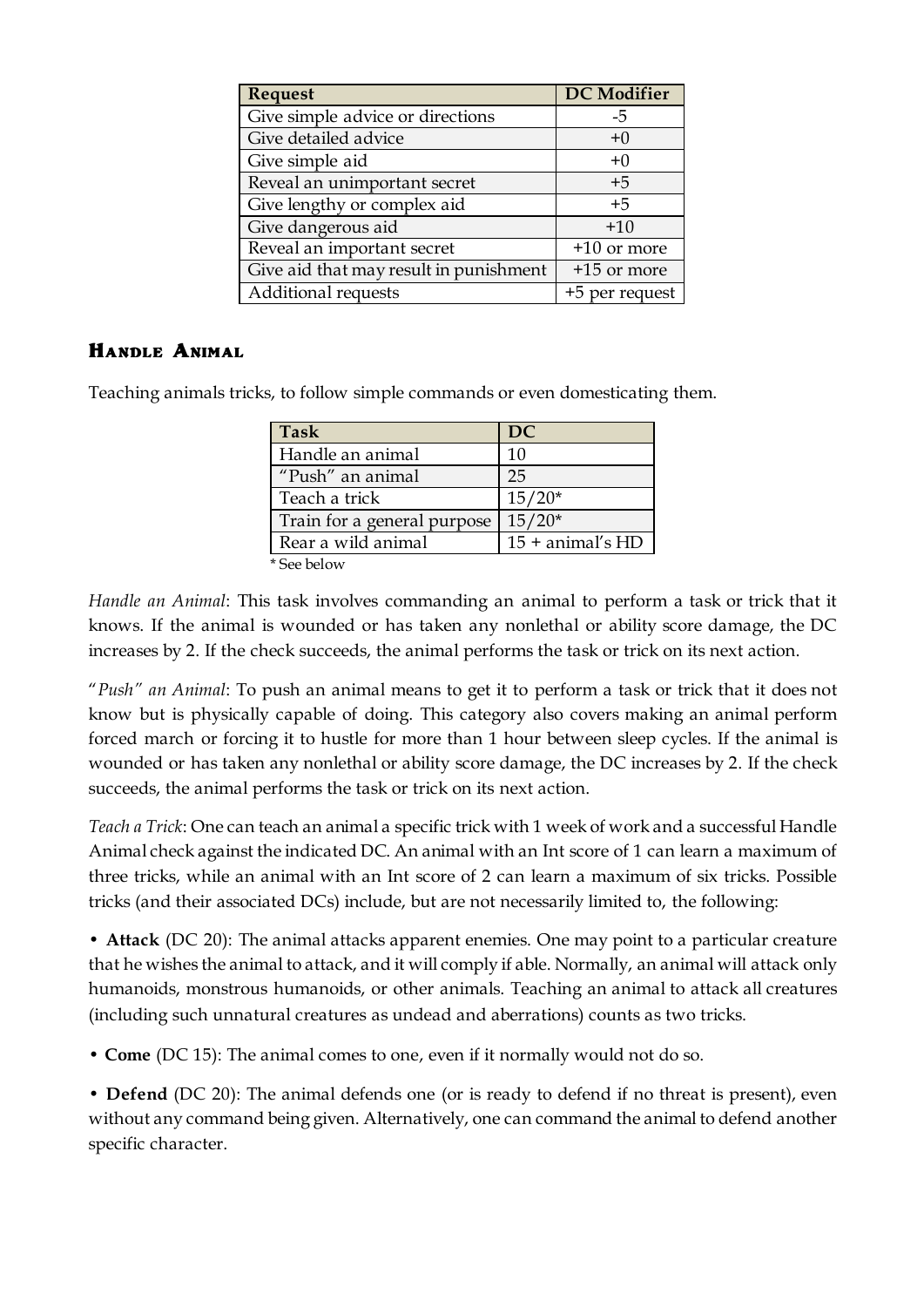| Request | DC Modifier |
|---|---|
| Give simple advice or directions | -5 |
| Give detailed advice | +0 |
| Give simple aid | +0 |
| Reveal an unimportant secret | +5 |
| Give lengthy or complex aid | +5 |
| Give dangerous aid | +10 |
| Reveal an important secret | +10 or more |
| Give aid that may result in punishment | +15 or more |
| Additional requests | +5 per request |

### Handle Animal

Teaching animals tricks, to follow simple commands or even domesticating them.

| Task | DC |
|---|---|
| Handle an animal | 10 |
| "Push" an animal | 25 |
| Teach a trick | 15/20* |
| Train for a general purpose | 15/20* |
| Rear a wild animal | 15 + animal's HD |

\* See below

*Handle an Animal*: This task involves commanding an animal to perform a task or trick that it knows. If the animal is wounded or has taken any nonlethal or ability score damage, the DC increases by 2. If the check succeeds, the animal performs the task or trick on its next action.

"*Push" an Animal*: To push an animal means to get it to perform a task or trick that it does not know but is physically capable of doing. This category also covers making an animal perform forced march or forcing it to hustle for more than 1 hour between sleep cycles. If the animal is wounded or has taken any nonlethal or ability score damage, the DC increases by 2. If the check succeeds, the animal performs the task or trick on its next action.

*Teach a Trick*: One can teach an animal a specific trick with 1 week of work and a successful Handle Animal check against the indicated DC. An animal with an Int score of 1 can learn a maximum of three tricks, while an animal with an Int score of 2 can learn a maximum of six tricks. Possible tricks (and their associated DCs) include, but are not necessarily limited to, the following:

• **Attack** (DC 20): The animal attacks apparent enemies. One may point to a particular creature that he wishes the animal to attack, and it will comply if able. Normally, an animal will attack only humanoids, monstrous humanoids, or other animals. Teaching an animal to attack all creatures (including such unnatural creatures as undead and aberrations) counts as two tricks.

• **Come** (DC 15): The animal comes to one, even if it normally would not do so.

• **Defend** (DC 20): The animal defends one (or is ready to defend if no threat is present), even without any command being given. Alternatively, one can command the animal to defend another specific character.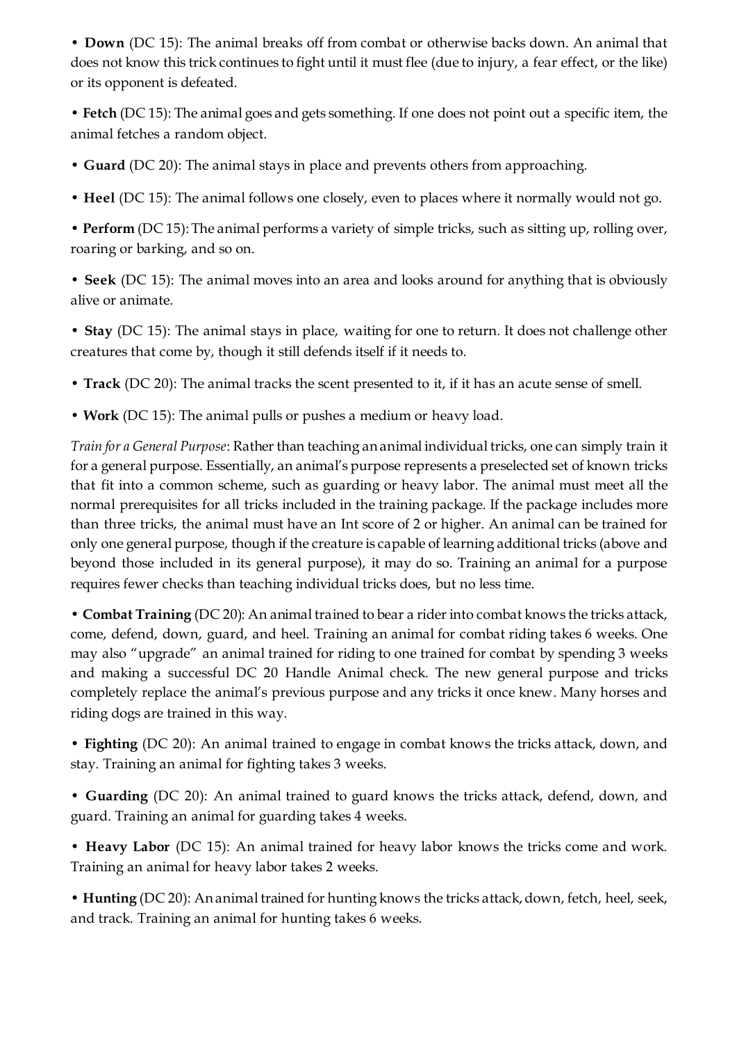• **Down** (DC 15): The animal breaks off from combat or otherwise backs down. An animal that does not know this trick continues to fight until it must flee (due to injury, a fear effect, or the like) or its opponent is defeated.

• **Fetch** (DC 15): The animal goes and gets something. If one does not point out a specific item, the animal fetches a random object.

• **Guard** (DC 20): The animal stays in place and prevents others from approaching.

• **Heel** (DC 15): The animal follows one closely, even to places where it normally would not go.

• **Perform** (DC 15): The animal performs a variety of simple tricks, such as sitting up, rolling over, roaring or barking, and so on.

• **Seek** (DC 15): The animal moves into an area and looks around for anything that is obviously alive or animate.

• **Stay** (DC 15): The animal stays in place, waiting for one to return. It does not challenge other creatures that come by, though it still defends itself if it needs to.

• **Track** (DC 20): The animal tracks the scent presented to it, if it has an acute sense of smell.

• **Work** (DC 15): The animal pulls or pushes a medium or heavy load.

*Train for a General Purpose*: Rather than teaching an animal individual tricks, one can simply train it for a general purpose. Essentially, an animal's purpose represents a preselected set of known tricks that fit into a common scheme, such as guarding or heavy labor. The animal must meet all the normal prerequisites for all tricks included in the training package. If the package includes more than three tricks, the animal must have an Int score of 2 or higher. An animal can be trained for only one general purpose, though if the creature is capable of learning additional tricks (above and beyond those included in its general purpose), it may do so. Training an animal for a purpose requires fewer checks than teaching individual tricks does, but no less time.

• **Combat Training** (DC 20): An animal trained to bear a rider into combat knows the tricks attack, come, defend, down, guard, and heel. Training an animal for combat riding takes 6 weeks. One may also "upgrade" an animal trained for riding to one trained for combat by spending 3 weeks and making a successful DC 20 Handle Animal check. The new general purpose and tricks completely replace the animal's previous purpose and any tricks it once knew. Many horses and riding dogs are trained in this way.

• **Fighting** (DC 20): An animal trained to engage in combat knows the tricks attack, down, and stay. Training an animal for fighting takes 3 weeks.

• **Guarding** (DC 20): An animal trained to guard knows the tricks attack, defend, down, and guard. Training an animal for guarding takes 4 weeks.

• **Heavy Labor** (DC 15): An animal trained for heavy labor knows the tricks come and work. Training an animal for heavy labor takes 2 weeks.

• **Hunting** (DC 20): An animal trained for hunting knows the tricks attack, down, fetch, heel, seek, and track. Training an animal for hunting takes 6 weeks.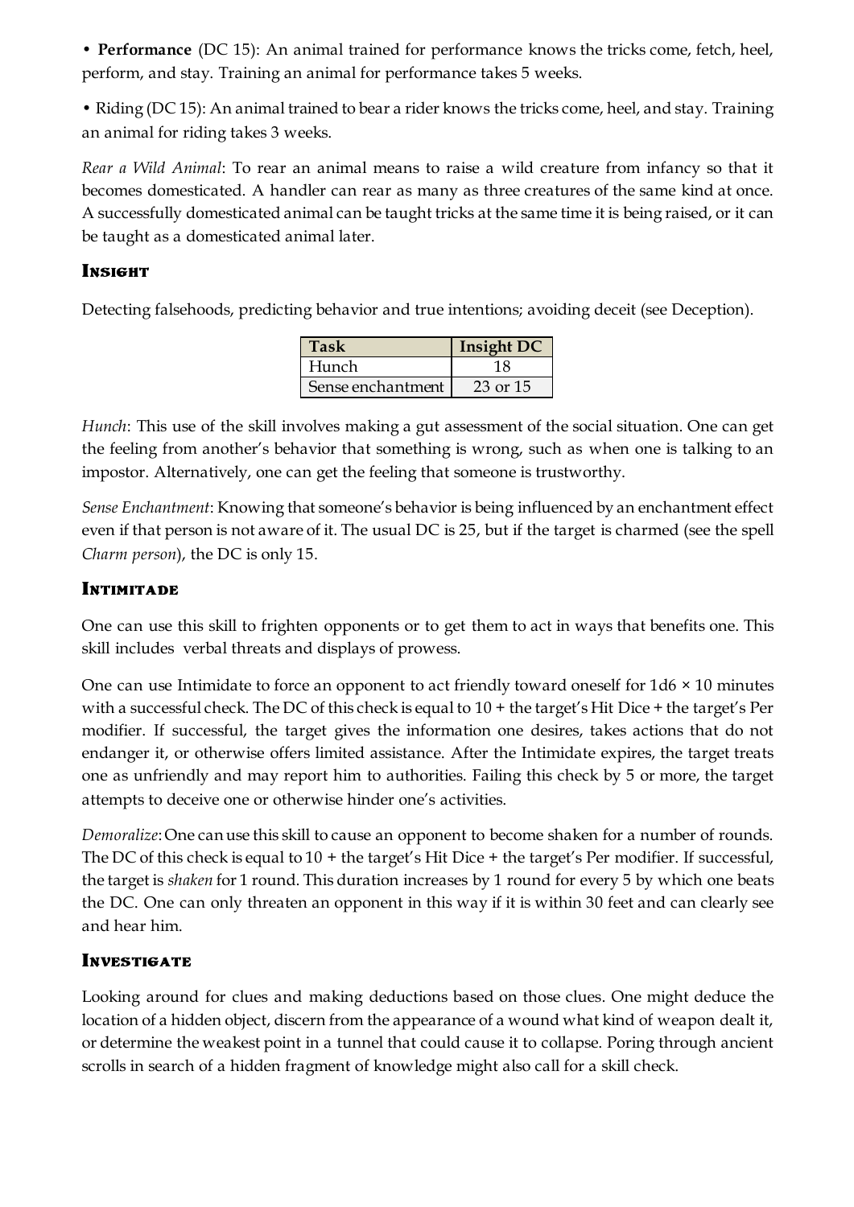• **Performance** (DC 15): An animal trained for performance knows the tricks come, fetch, heel, perform, and stay. Training an animal for performance takes 5 weeks.

• Riding (DC 15): An animal trained to bear a rider knows the tricks come, heel, and stay. Training an animal for riding takes 3 weeks.

*Rear a Wild Animal*: To rear an animal means to raise a wild creature from infancy so that it becomes domesticated. A handler can rear as many as three creatures of the same kind at once. A successfully domesticated animal can be taught tricks at the same time it is being raised, or it can be taught as a domesticated animal later.

### Insight

Detecting falsehoods, predicting behavior and true intentions; avoiding deceit (see Deception).

| Task | Insight DC |
|---|---|
| Hunch | 18 |
| Sense enchantment | 23 or 15 |

*Hunch*: This use of the skill involves making a gut assessment of the social situation. One can get the feeling from another's behavior that something is wrong, such as when one is talking to an impostor. Alternatively, one can get the feeling that someone is trustworthy.

*Sense Enchantment*: Knowing that someone's behavior is being influenced by an enchantment effect even if that person is not aware of it. The usual DC is 25, but if the target is charmed (see the spell *Charm person*), the DC is only 15.

### Intimitade

One can use this skill to frighten opponents or to get them to act in ways that benefits one. This skill includes verbal threats and displays of prowess.

One can use Intimidate to force an opponent to act friendly toward oneself for 1d6 × 10 minutes with a successful check. The DC of this check is equal to 10 + the target's Hit Dice + the target's Per modifier. If successful, the target gives the information one desires, takes actions that do not endanger it, or otherwise offers limited assistance. After the Intimidate expires, the target treats one as unfriendly and may report him to authorities. Failing this check by 5 or more, the target attempts to deceive one or otherwise hinder one's activities.

*Demoralize*: One can use this skill to cause an opponent to become shaken for a number of rounds. The DC of this check is equal to 10 + the target's Hit Dice + the target's Per modifier. If successful, the target is *shaken* for 1 round. This duration increases by 1 round for every 5 by which one beats the DC. One can only threaten an opponent in this way if it is within 30 feet and can clearly see and hear him.

### Investigate

Looking around for clues and making deductions based on those clues. One might deduce the location of a hidden object, discern from the appearance of a wound what kind of weapon dealt it, or determine the weakest point in a tunnel that could cause it to collapse. Poring through ancient scrolls in search of a hidden fragment of knowledge might also call for a skill check.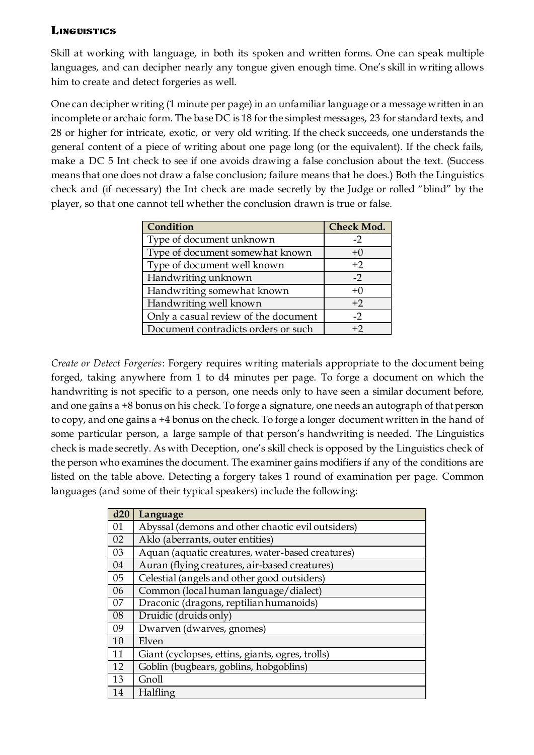### Linguistics

Skill at working with language, in both its spoken and written forms. One can speak multiple languages, and can decipher nearly any tongue given enough time. One's skill in writing allows him to create and detect forgeries as well.

One can decipher writing (1 minute per page) in an unfamiliar language or a message written in an incomplete or archaic form. The base DC is 18 for the simplest messages, 23 for standard texts, and 28 or higher for intricate, exotic, or very old writing. If the check succeeds, one understands the general content of a piece of writing about one page long (or the equivalent). If the check fails, make a DC 5 Int check to see if one avoids drawing a false conclusion about the text. (Success means that one does not draw a false conclusion; failure means that he does.) Both the Linguistics check and (if necessary) the Int check are made secretly by the Judge or rolled "blind" by the player, so that one cannot tell whether the conclusion drawn is true or false.

| Condition | Check Mod. |
|---|---|
| Type of document unknown | -2 |
| Type of document somewhat known | +0 |
| Type of document well known | +2 |
| Handwriting unknown | -2 |
| Handwriting somewhat known | +0 |
| Handwriting well known | +2 |
| Only a casual review of the document | -2 |
| Document contradicts orders or such | +2 |

*Create or Detect Forgeries*: Forgery requires writing materials appropriate to the document being forged, taking anywhere from 1 to d4 minutes per page. To forge a document on which the handwriting is not specific to a person, one needs only to have seen a similar document before, and one gains a +8 bonus on his check. To forge a signature, one needs an autograph of that person to copy, and one gains a +4 bonus on the check. To forge a longer document written in the hand of some particular person, a large sample of that person's handwriting is needed. The Linguistics check is made secretly. As with Deception, one's skill check is opposed by the Linguistics check of the person who examines the document. The examiner gains modifiers if any of the conditions are listed on the table above. Detecting a forgery takes 1 round of examination per page. Common languages (and some of their typical speakers) include the following:

| d20 | Language |
|---|---|
| 01 | Abyssal (demons and other chaotic evil outsiders) |
| 02 | Aklo (aberrants, outer entities) |
| 03 | Aquan (aquatic creatures, water-based creatures) |
| 04 | Auran (flying creatures, air-based creatures) |
| 05 | Celestial (angels and other good outsiders) |
| 06 | Common (local human language/dialect) |
| 07 | Draconic (dragons, reptilian humanoids) |
| 08 | Druidic (druids only) |
| 09 | Dwarven (dwarves, gnomes) |
| 10 | Elven |
| 11 | Giant (cyclopses, ettins, giants, ogres, trolls) |
| 12 | Goblin (bugbears, goblins, hobgoblins) |
| 13 | Gnoll |
| 14 | Halfling |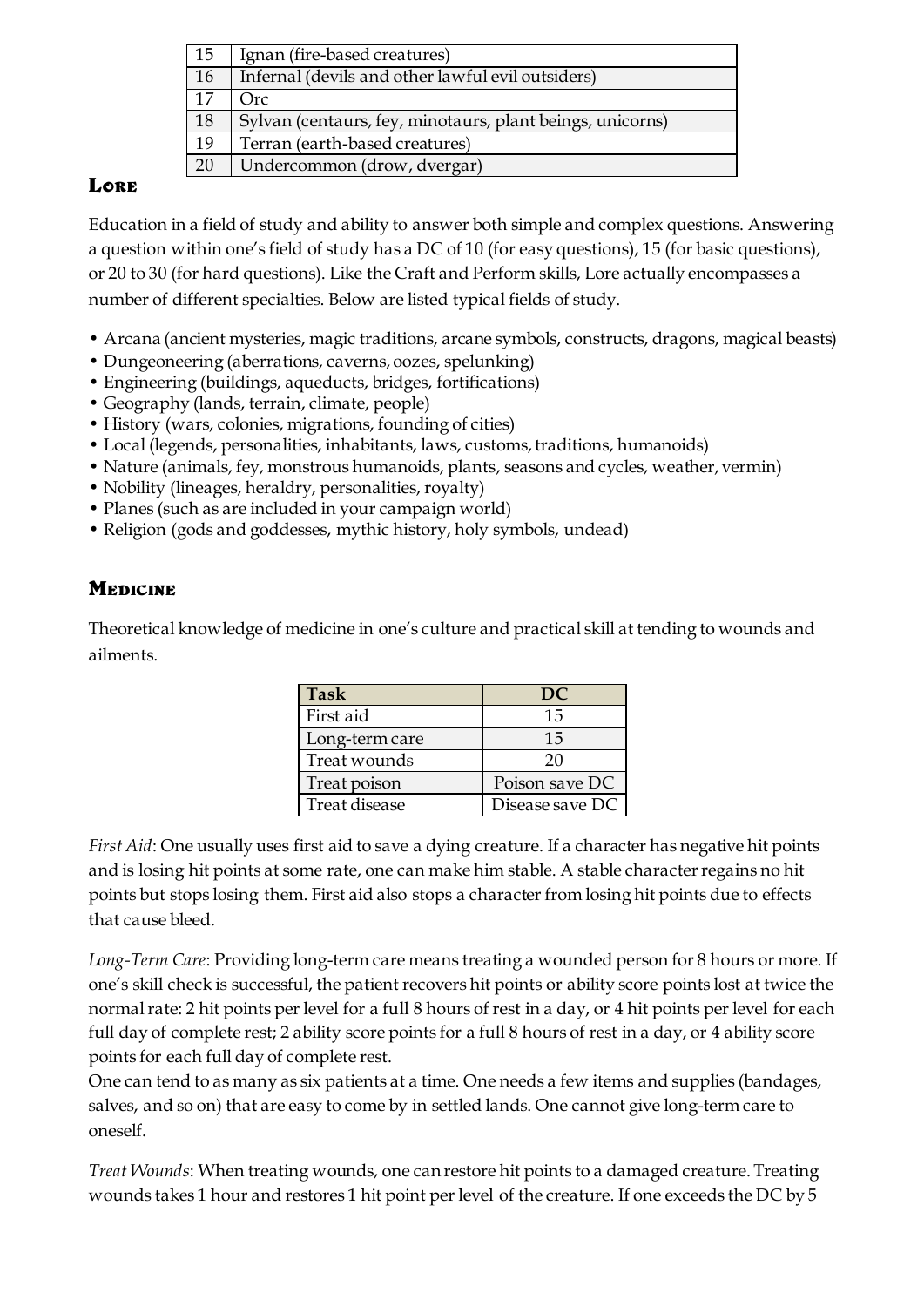| 15 | Ignan (fire-based creatures) |
|---|---|
| 16 | Infernal (devils and other lawful evil outsiders) |
| 17 | Orc |
| 18 | Sylvan (centaurs, fey, minotaurs, plant beings, unicorns) |
| 19 | Terran (earth-based creatures) |
| 20 | Undercommon (drow, dvergar) |

### Lore

Education in a field of study and ability to answer both simple and complex questions. Answering a question within one's field of study has a DC of 10 (for easy questions), 15 (for basic questions), or 20 to 30 (for hard questions). Like the Craft and Perform skills, Lore actually encompasses a number of different specialties. Below are listed typical fields of study.

- Arcana (ancient mysteries, magic traditions, arcane symbols, constructs, dragons, magical beasts)
- Dungeoneering (aberrations, caverns, oozes, spelunking)
- Engineering (buildings, aqueducts, bridges, fortifications)
- Geography (lands, terrain, climate, people)
- History (wars, colonies, migrations, founding of cities)
- Local (legends, personalities, inhabitants, laws, customs, traditions, humanoids)
- Nature (animals, fey, monstrous humanoids, plants, seasons and cycles, weather, vermin)
- Nobility (lineages, heraldry, personalities, royalty)
- Planes (such as are included in your campaign world)
- Religion (gods and goddesses, mythic history, holy symbols, undead)

### Medicine

Theoretical knowledge of medicine in one's culture and practical skill at tending to wounds and ailments.

| Task | DC |
|---|---|
| First aid | 15 |
| Long-term care | 15 |
| Treat wounds | 20 |
| Treat poison | Poison save DC |
| Treat disease | Disease save DC |

*First Aid*: One usually uses first aid to save a dying creature. If a character has negative hit points and is losing hit points at some rate, one can make him stable. A stable character regains no hit points but stops losing them. First aid also stops a character from losing hit points due to effects that cause bleed.

*Long-Term Care*: Providing long-term care means treating a wounded person for 8 hours or more. If one's skill check is successful, the patient recovers hit points or ability score points lost at twice the normal rate: 2 hit points per level for a full 8 hours of rest in a day, or 4 hit points per level for each full day of complete rest; 2 ability score points for a full 8 hours of rest in a day, or 4 ability score points for each full day of complete rest.
One can tend to as many as six patients at a time. One needs a few items and supplies (bandages, salves, and so on) that are easy to come by in settled lands. One cannot give long-term care to oneself.

*Treat Wounds*: When treating wounds, one can restore hit points to a damaged creature. Treating wounds takes 1 hour and restores 1 hit point per level of the creature. If one exceeds the DC by 5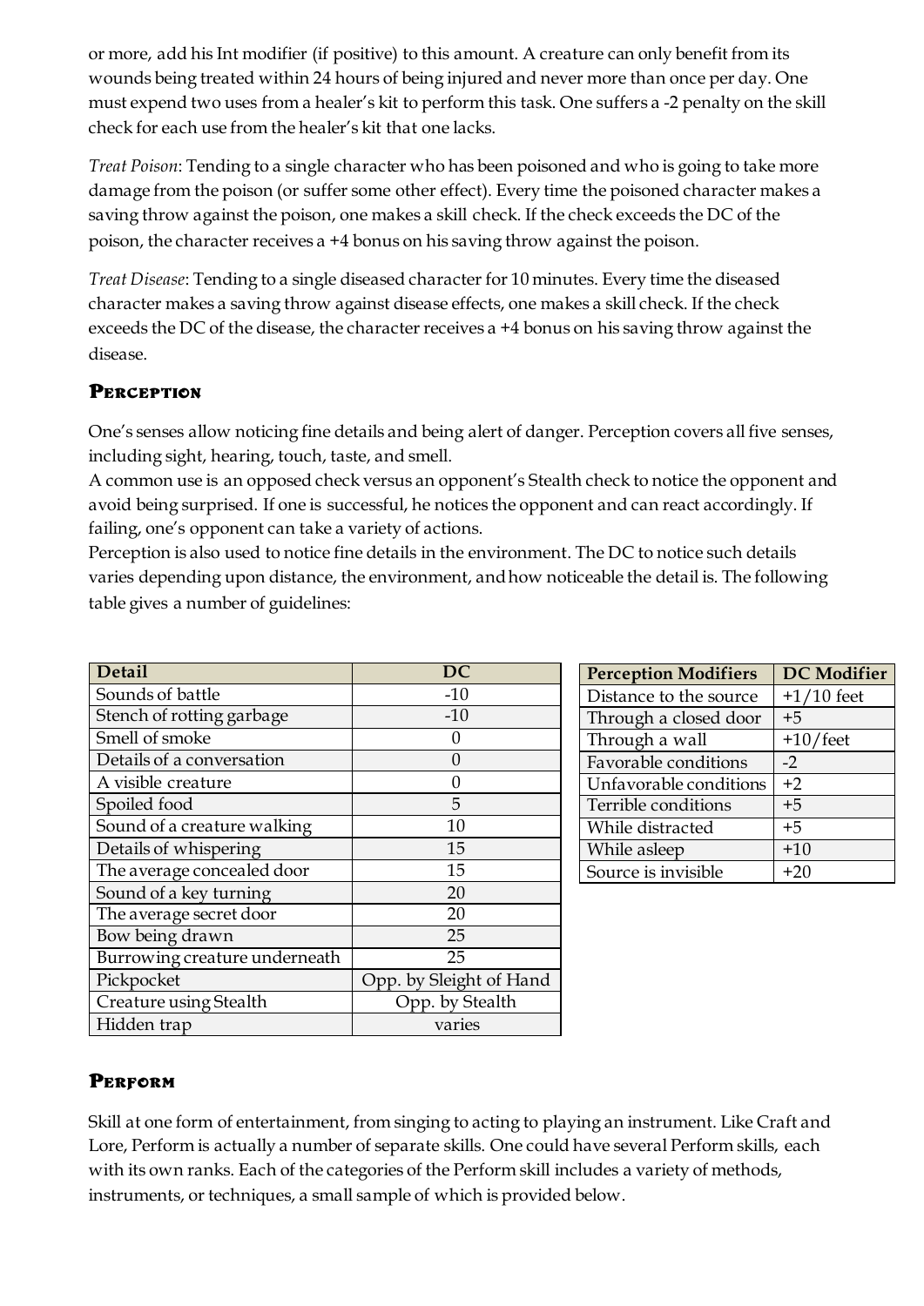or more, add his Int modifier (if positive) to this amount. A creature can only benefit from its wounds being treated within 24 hours of being injured and never more than once per day. One must expend two uses from a healer's kit to perform this task. One suffers a -2 penalty on the skill check for each use from the healer's kit that one lacks.

*Treat Poison*: Tending to a single character who has been poisoned and who is going to take more damage from the poison (or suffer some other effect). Every time the poisoned character makes a saving throw against the poison, one makes a skill check. If the check exceeds the DC of the poison, the character receives a +4 bonus on his saving throw against the poison.

*Treat Disease*: Tending to a single diseased character for 10 minutes. Every time the diseased character makes a saving throw against disease effects, one makes a skill check. If the check exceeds the DC of the disease, the character receives a +4 bonus on his saving throw against the disease.

### Perception

One's senses allow noticing fine details and being alert of danger. Perception covers all five senses, including sight, hearing, touch, taste, and smell.

A common use is an opposed check versus an opponent's Stealth check to notice the opponent and avoid being surprised. If one is successful, he notices the opponent and can react accordingly. If failing, one's opponent can take a variety of actions.

Perception is also used to notice fine details in the environment. The DC to notice such details varies depending upon distance, the environment, and how noticeable the detail is. The following table gives a number of guidelines:

| Detail | DC |
|---|---|
| Sounds of battle | -10 |
| Stench of rotting garbage | -10 |
| Smell of smoke | 0 |
| Details of a conversation | 0 |
| A visible creature | 0 |
| Spoiled food | 5 |
| Sound of a creature walking | 10 |
| Details of whispering | 15 |
| The average concealed door | 15 |
| Sound of a key turning | 20 |
| The average secret door | 20 |
| Bow being drawn | 25 |
| Burrowing creature underneath | 25 |
| Pickpocket | Opp. by Sleight of Hand |
| Creature using Stealth | Opp. by Stealth |
| Hidden trap | varies |

| Perception Modifiers | DC Modifier |
|---|---|
| Distance to the source | +1/10 feet |
| Through a closed door | +5 |
| Through a wall | +10/feet |
| Favorable conditions | -2 |
| Unfavorable conditions | +2 |
| Terrible conditions | +5 |
| While distracted | +5 |
| While asleep | +10 |
| Source is invisible | +20 |

### Perform

Skill at one form of entertainment, from singing to acting to playing an instrument. Like Craft and Lore, Perform is actually a number of separate skills. One could have several Perform skills, each with its own ranks. Each of the categories of the Perform skill includes a variety of methods, instruments, or techniques, a small sample of which is provided below.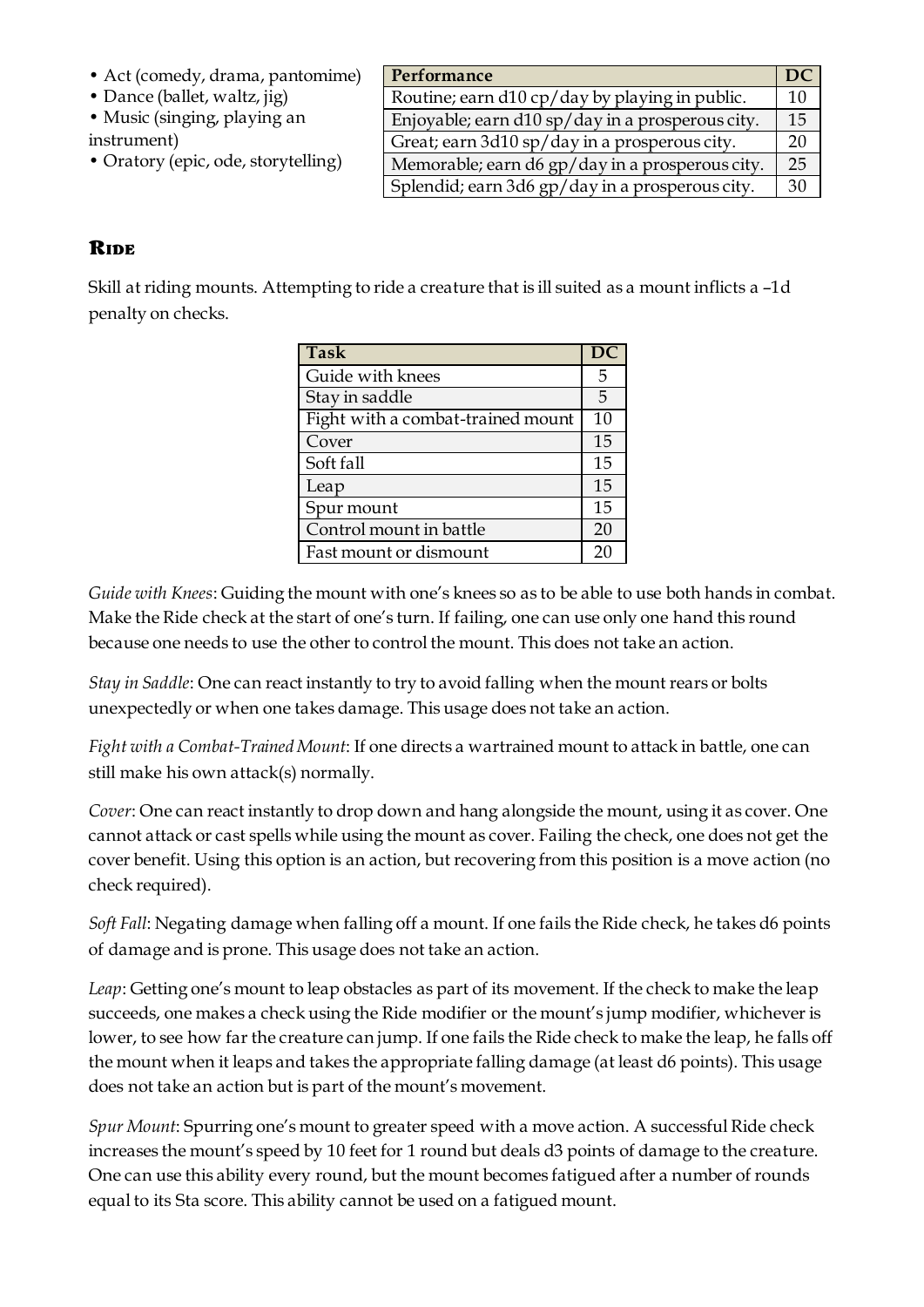- Act (comedy, drama, pantomime)
- Dance (ballet, waltz, jig)
- Music (singing, playing an instrument)
- Oratory (epic, ode, storytelling)

| Performance | DC |
|---|---|
| Routine; earn d10 cp/day by playing in public. | 10 |
| Enjoyable; earn d10 sp/day in a prosperous city. | 15 |
| Great; earn 3d10 sp/day in a prosperous city. | 20 |
| Memorable; earn d6 gp/day in a prosperous city. | 25 |
| Splendid; earn 3d6 gp/day in a prosperous city. | 30 |

## Ride

Skill at riding mounts. Attempting to ride a creature that is ill suited as a mount inflicts a –1d penalty on checks.

| Task | DC |
|---|---|
| Guide with knees | 5 |
| Stay in saddle | 5 |
| Fight with a combat-trained mount | 10 |
| Cover | 15 |
| Soft fall | 15 |
| Leap | 15 |
| Spur mount | 15 |
| Control mount in battle | 20 |
| Fast mount or dismount | 20 |

*Guide with Knees*: Guiding the mount with one's knees so as to be able to use both hands in combat. Make the Ride check at the start of one's turn. If failing, one can use only one hand this round because one needs to use the other to control the mount. This does not take an action.

*Stay in Saddle*: One can react instantly to try to avoid falling when the mount rears or bolts unexpectedly or when one takes damage. This usage does not take an action.

*Fight with a Combat-Trained Mount*: If one directs a wartrained mount to attack in battle, one can still make his own attack(s) normally.

*Cover*: One can react instantly to drop down and hang alongside the mount, using it as cover. One cannot attack or cast spells while using the mount as cover. Failing the check, one does not get the cover benefit. Using this option is an action, but recovering from this position is a move action (no check required).

*Soft Fall*: Negating damage when falling off a mount. If one fails the Ride check, he takes d6 points of damage and is prone. This usage does not take an action.

*Leap*: Getting one's mount to leap obstacles as part of its movement. If the check to make the leap succeeds, one makes a check using the Ride modifier or the mount's jump modifier, whichever is lower, to see how far the creature can jump. If one fails the Ride check to make the leap, he falls off the mount when it leaps and takes the appropriate falling damage (at least d6 points). This usage does not take an action but is part of the mount's movement.

*Spur Mount*: Spurring one's mount to greater speed with a move action. A successful Ride check increases the mount's speed by 10 feet for 1 round but deals d3 points of damage to the creature. One can use this ability every round, but the mount becomes fatigued after a number of rounds equal to its Sta score. This ability cannot be used on a fatigued mount.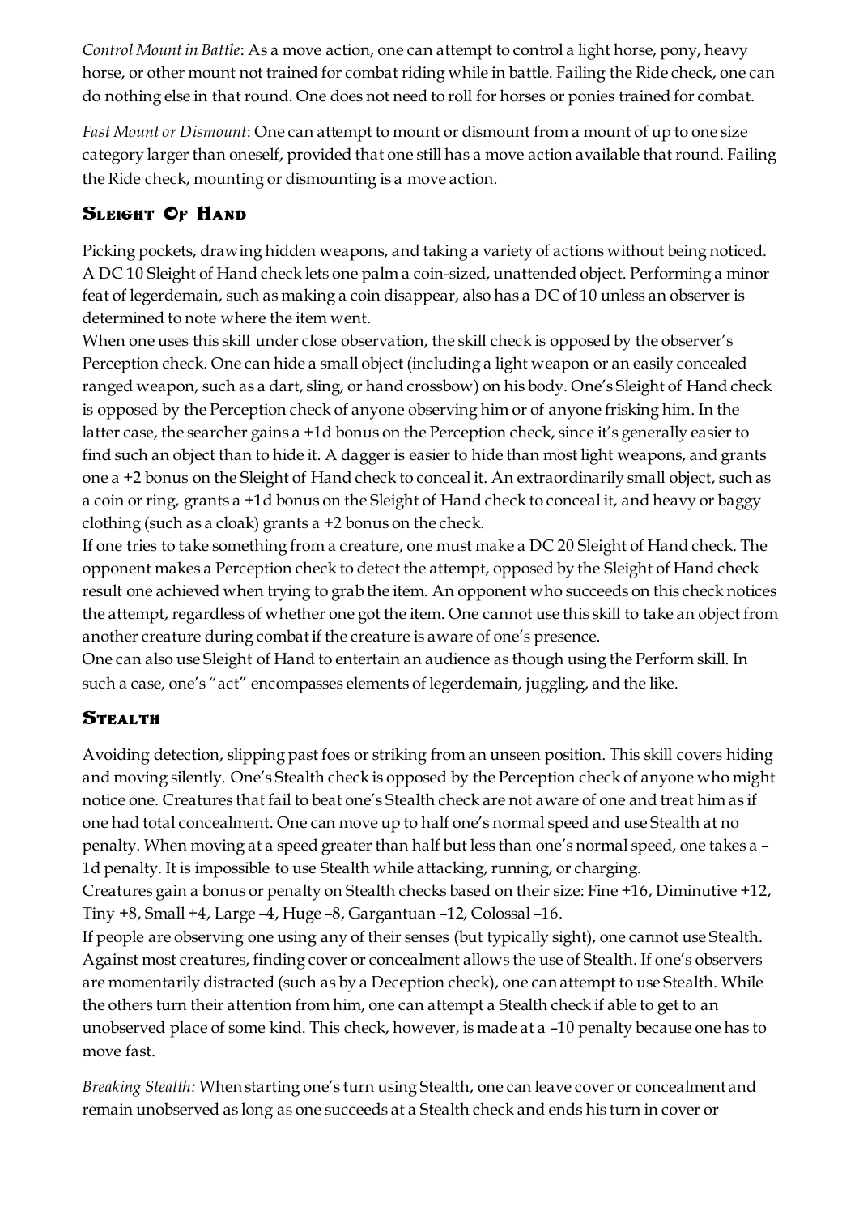*Control Mount in Battle*: As a move action, one can attempt to control a light horse, pony, heavy horse, or other mount not trained for combat riding while in battle. Failing the Ride check, one can do nothing else in that round. One does not need to roll for horses or ponies trained for combat.

*Fast Mount or Dismount*: One can attempt to mount or dismount from a mount of up to one size category larger than oneself, provided that one still has a move action available that round. Failing the Ride check, mounting or dismounting is a move action.

## Sleight Of Hand

Picking pockets, drawing hidden weapons, and taking a variety of actions without being noticed. A DC 10 Sleight of Hand check lets one palm a coin-sized, unattended object. Performing a minor feat of legerdemain, such as making a coin disappear, also has a DC of 10 unless an observer is determined to note where the item went.

When one uses this skill under close observation, the skill check is opposed by the observer's Perception check. One can hide a small object (including a light weapon or an easily concealed ranged weapon, such as a dart, sling, or hand crossbow) on his body. One's Sleight of Hand check is opposed by the Perception check of anyone observing him or of anyone frisking him. In the latter case, the searcher gains a +1d bonus on the Perception check, since it's generally easier to find such an object than to hide it. A dagger is easier to hide than most light weapons, and grants one a +2 bonus on the Sleight of Hand check to conceal it. An extraordinarily small object, such as a coin or ring, grants a +1d bonus on the Sleight of Hand check to conceal it, and heavy or baggy clothing (such as a cloak) grants a +2 bonus on the check.

If one tries to take something from a creature, one must make a DC 20 Sleight of Hand check. The opponent makes a Perception check to detect the attempt, opposed by the Sleight of Hand check result one achieved when trying to grab the item. An opponent who succeeds on this check notices the attempt, regardless of whether one got the item. One cannot use this skill to take an object from another creature during combat if the creature is aware of one's presence.

One can also use Sleight of Hand to entertain an audience as though using the Perform skill. In such a case, one's "act" encompasses elements of legerdemain, juggling, and the like.

## Stealth

Avoiding detection, slipping past foes or striking from an unseen position. This skill covers hiding and moving silently. One's Stealth check is opposed by the Perception check of anyone who might notice one. Creatures that fail to beat one's Stealth check are not aware of one and treat him as if one had total concealment. One can move up to half one's normal speed and use Stealth at no penalty. When moving at a speed greater than half but less than one's normal speed, one takes a –1d penalty. It is impossible to use Stealth while attacking, running, or charging.

Creatures gain a bonus or penalty on Stealth checks based on their size: Fine +16, Diminutive +12, Tiny +8, Small +4, Large –4, Huge –8, Gargantuan –12, Colossal –16.

If people are observing one using any of their senses (but typically sight), one cannot use Stealth. Against most creatures, finding cover or concealment allows the use of Stealth. If one's observers are momentarily distracted (such as by a Deception check), one can attempt to use Stealth. While the others turn their attention from him, one can attempt a Stealth check if able to get to an unobserved place of some kind. This check, however, is made at a –10 penalty because one has to move fast.

*Breaking Stealth:* When starting one's turn using Stealth, one can leave cover or concealment and remain unobserved as long as one succeeds at a Stealth check and ends his turn in cover or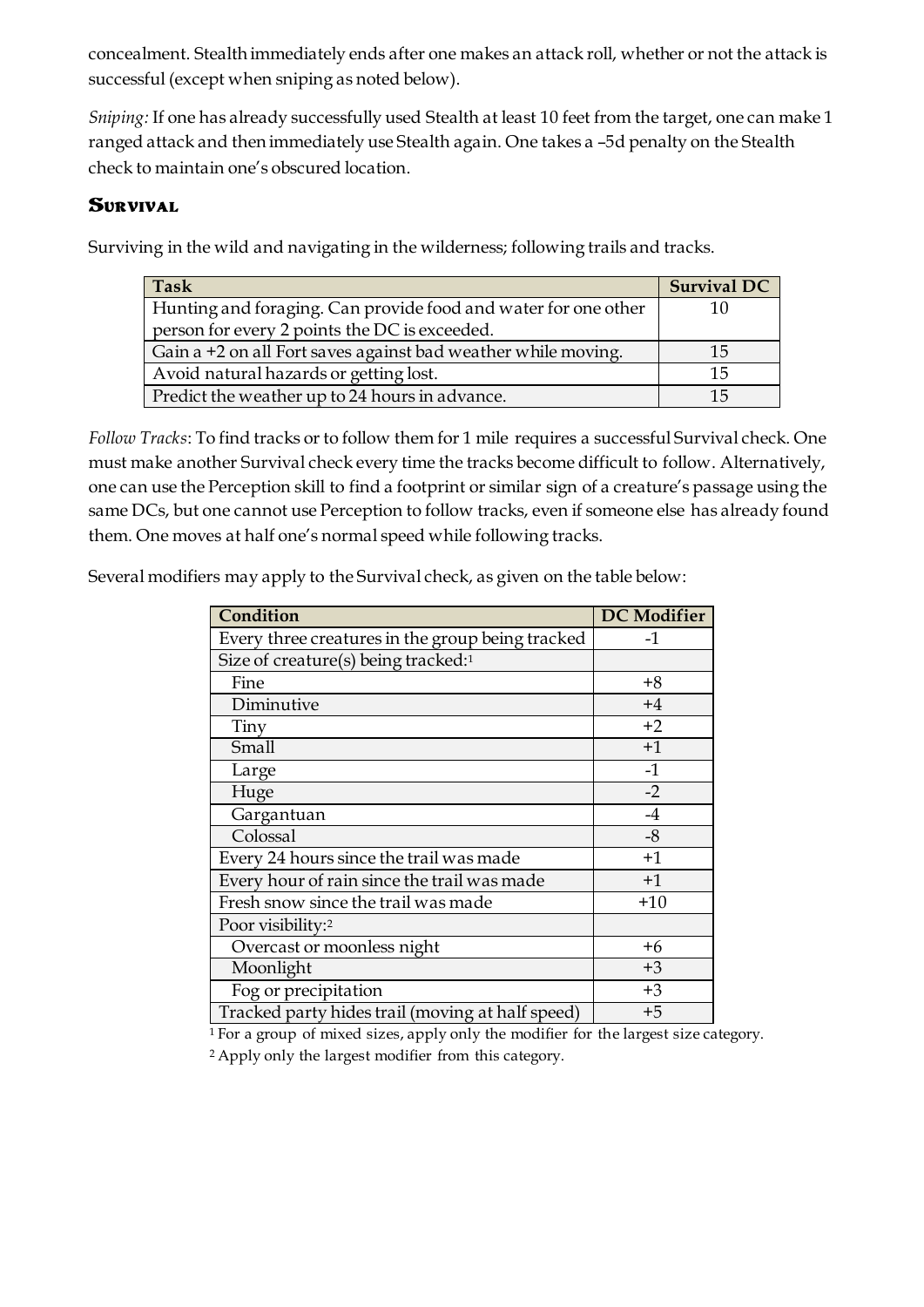concealment. Stealth immediately ends after one makes an attack roll, whether or not the attack is successful (except when sniping as noted below).

*Sniping:* If one has already successfully used Stealth at least 10 feet from the target, one can make 1 ranged attack and then immediately use Stealth again. One takes a –5d penalty on the Stealth check to maintain one's obscured location.

## Survival

Surviving in the wild and navigating in the wilderness; following trails and tracks.

| Task | Survival DC |
| --- | --- |
| Hunting and foraging. Can provide food and water for one other person for every 2 points the DC is exceeded. | 10 |
| Gain a +2 on all Fort saves against bad weather while moving. | 15 |
| Avoid natural hazards or getting lost. | 15 |
| Predict the weather up to 24 hours in advance. | 15 |

*Follow Tracks*: To find tracks or to follow them for 1 mile requires a successful Survival check. One must make another Survival check every time the tracks become difficult to follow. Alternatively, one can use the Perception skill to find a footprint or similar sign of a creature's passage using the same DCs, but one cannot use Perception to follow tracks, even if someone else has already found them. One moves at half one's normal speed while following tracks.

Several modifiers may apply to the Survival check, as given on the table below:

| Condition | DC Modifier |
| --- | --- |
| Every three creatures in the group being tracked | -1 |
| Size of creature(s) being tracked:[1] | |
| Fine | +8 |
| Diminutive | +4 |
| Tiny | +2 |
| Small | +1 |
| Large | -1 |
| Huge | -2 |
| Gargantuan | -4 |
| Colossal | -8 |
| Every 24 hours since the trail was made | +1 |
| Every hour of rain since the trail was made | +1 |
| Fresh snow since the trail was made | +10 |
| Poor visibility:[2] | |
| Overcast or moonless night | +6 |
| Moonlight | +3 |
| Fog or precipitation | +3 |
| Tracked party hides trail (moving at half speed) | +5 |

[1] For a group of mixed sizes, apply only the modifier for the largest size category.

[2] Apply only the largest modifier from this category.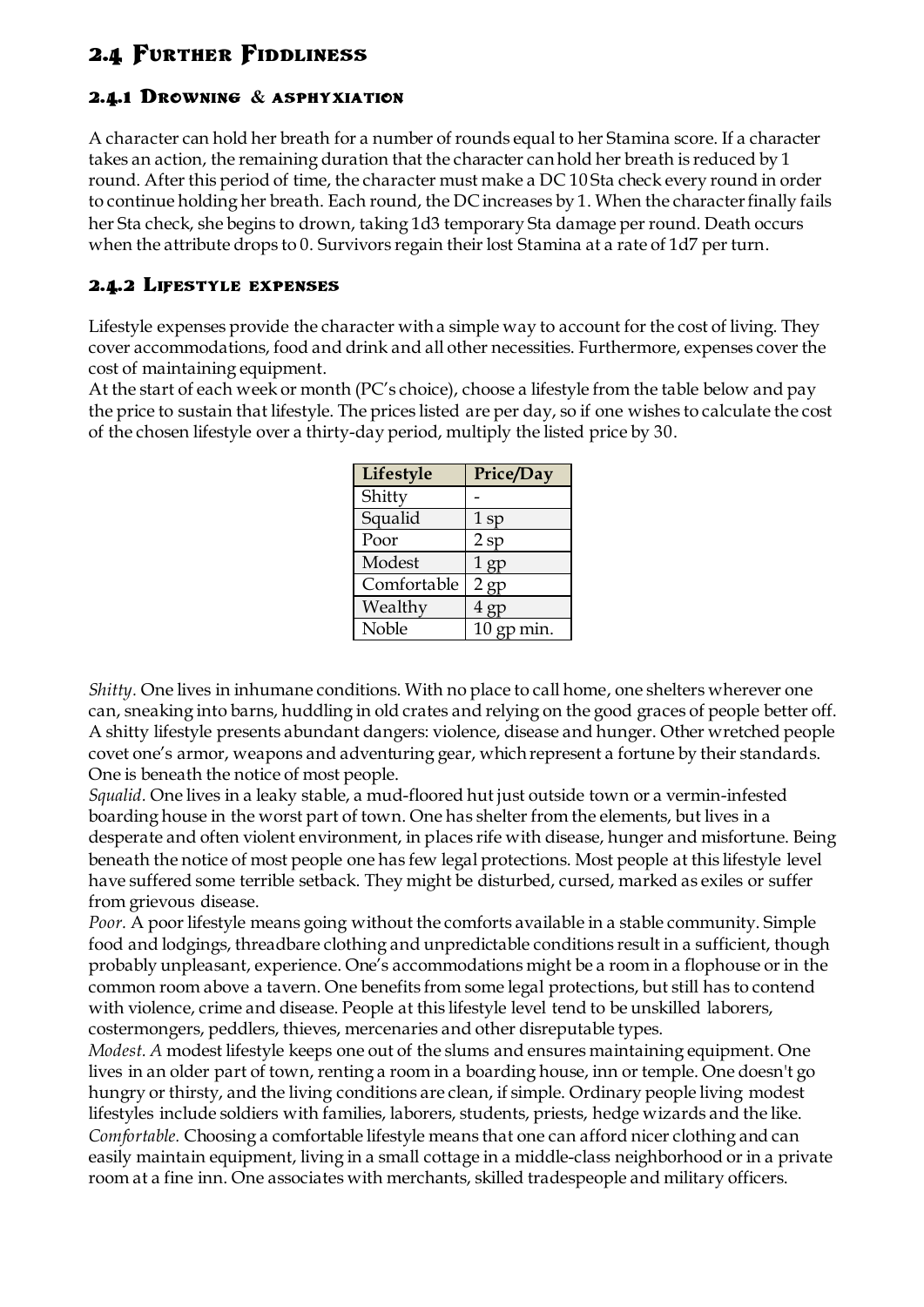## 2.4 Further Fiddliness

### 2.4.1 Drowning & asphyxiation

A character can hold her breath for a number of rounds equal to her Stamina score. If a character takes an action, the remaining duration that the character can hold her breath is reduced by 1 round. After this period of time, the character must make a DC 10 Sta check every round in order to continue holding her breath. Each round, the DC increases by 1. When the character finally fails her Sta check, she begins to drown, taking 1d3 temporary Sta damage per round. Death occurs when the attribute drops to 0. Survivors regain their lost Stamina at a rate of 1d7 per turn.

### 2.4.2 Lifestyle expenses

Lifestyle expenses provide the character with a simple way to account for the cost of living. They cover accommodations, food and drink and all other necessities. Furthermore, expenses cover the cost of maintaining equipment.
At the start of each week or month (PC's choice), choose a lifestyle from the table below and pay the price to sustain that lifestyle. The prices listed are per day, so if one wishes to calculate the cost of the chosen lifestyle over a thirty-day period, multiply the listed price by 30.

| Lifestyle | Price/Day |
|---|---|
| Shitty | - |
| Squalid | 1 sp |
| Poor | 2 sp |
| Modest | 1 gp |
| Comfortable | 2 gp |
| Wealthy | 4 gp |
| Noble | 10 gp min. |

*Shitty.* One lives in inhumane conditions. With no place to call home, one shelters wherever one can, sneaking into barns, huddling in old crates and relying on the good graces of people better off. A shitty lifestyle presents abundant dangers: violence, disease and hunger. Other wretched people covet one's armor, weapons and adventuring gear, which represent a fortune by their standards. One is beneath the notice of most people.
*Squalid.* One lives in a leaky stable, a mud-floored hut just outside town or a vermin-infested boarding house in the worst part of town. One has shelter from the elements, but lives in a desperate and often violent environment, in places rife with disease, hunger and misfortune. Being beneath the notice of most people one has few legal protections. Most people at this lifestyle level have suffered some terrible setback. They might be disturbed, cursed, marked as exiles or suffer from grievous disease.
*Poor.* A poor lifestyle means going without the comforts available in a stable community. Simple food and lodgings, threadbare clothing and unpredictable conditions result in a sufficient, though probably unpleasant, experience. One's accommodations might be a room in a flophouse or in the common room above a tavern. One benefits from some legal protections, but still has to contend with violence, crime and disease. People at this lifestyle level tend to be unskilled laborers, costermongers, peddlers, thieves, mercenaries and other disreputable types.
*Modest. A* modest lifestyle keeps one out of the slums and ensures maintaining equipment. One lives in an older part of town, renting a room in a boarding house, inn or temple. One doesn't go hungry or thirsty, and the living conditions are clean, if simple. Ordinary people living modest lifestyles include soldiers with families, laborers, students, priests, hedge wizards and the like.
*Comfortable.* Choosing a comfortable lifestyle means that one can afford nicer clothing and can easily maintain equipment, living in a small cottage in a middle-class neighborhood or in a private room at a fine inn. One associates with merchants, skilled tradespeople and military officers.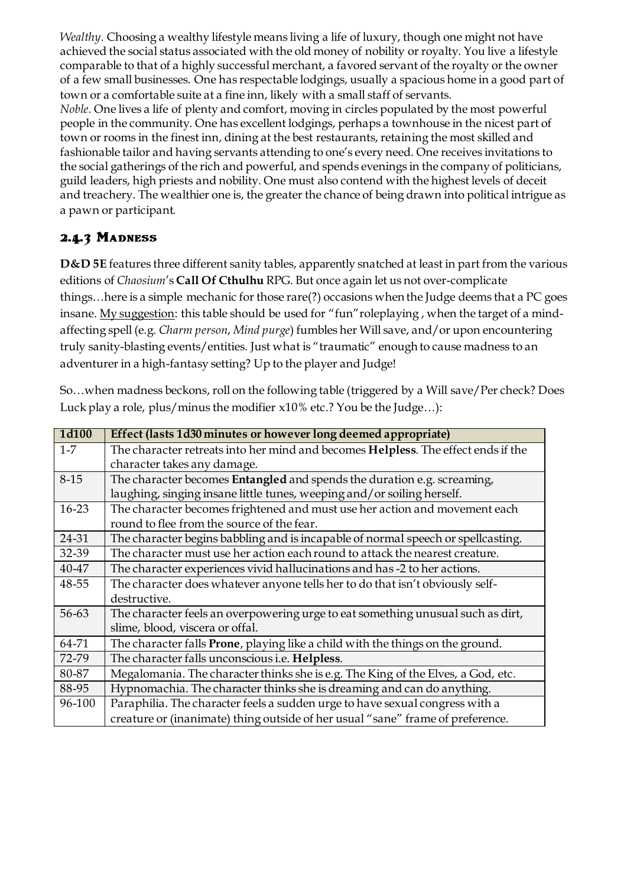*Wealthy*. Choosing a wealthy lifestyle means living a life of luxury, though one might not have achieved the social status associated with the old money of nobility or royalty. You live a lifestyle comparable to that of a highly successful merchant, a favored servant of the royalty or the owner of a few small businesses. One has respectable lodgings, usually a spacious home in a good part of town or a comfortable suite at a fine inn, likely with a small staff of servants.
*Noble*. One lives a life of plenty and comfort, moving in circles populated by the most powerful people in the community. One has excellent lodgings, perhaps a townhouse in the nicest part of town or rooms in the finest inn, dining at the best restaurants, retaining the most skilled and fashionable tailor and having servants attending to one's every need. One receives invitations to the social gatherings of the rich and powerful, and spends evenings in the company of politicians, guild leaders, high priests and nobility. One must also contend with the highest levels of deceit and treachery. The wealthier one is, the greater the chance of being drawn into political intrigue as a pawn or participant.

### 2.4.3 Madness

**D&D 5E** features three different sanity tables, apparently snatched at least in part from the various editions of *Chaosium*'s **Call Of Cthulhu** RPG. But once again let us not over-complicate things…here is a simple mechanic for those rare(?) occasions when the Judge deems that a PC goes insane. My suggestion: this table should be used for "fun" roleplaying , when the target of a mind-affecting spell (e.g. *Charm person*, *Mind purge*) fumbles her Will save, and/or upon encountering truly sanity-blasting events/entities. Just what is "traumatic" enough to cause madness to an adventurer in a high-fantasy setting? Up to the player and Judge!

So…when madness beckons, roll on the following table (triggered by a Will save/Per check? Does Luck play a role, plus/minus the modifier x10% etc.? You be the Judge…):

| 1d100 | Effect (lasts 1d30 minutes or however long deemed appropriate) |
|---|---|
| 1-7 | The character retreats into her mind and becomes **Helpless**. The effect ends if the character takes any damage. |
| 8-15 | The character becomes **Entangled** and spends the duration e.g. screaming, laughing, singing insane little tunes, weeping and/or soiling herself. |
| 16-23 | The character becomes frightened and must use her action and movement each round to flee from the source of the fear. |
| 24-31 | The character begins babbling and is incapable of normal speech or spellcasting. |
| 32-39 | The character must use her action each round to attack the nearest creature. |
| 40-47 | The character experiences vivid hallucinations and has -2 to her actions. |
| 48-55 | The character does whatever anyone tells her to do that isn't obviously self-destructive. |
| 56-63 | The character feels an overpowering urge to eat something unusual such as dirt, slime, blood, viscera or offal. |
| 64-71 | The character falls **Prone**, playing like a child with the things on the ground. |
| 72-79 | The character falls unconscious i.e. **Helpless**. |
| 80-87 | Megalomania. The character thinks she is e.g. The King of the Elves, a God, etc. |
| 88-95 | Hypnomachia. The character thinks she is dreaming and can do anything. |
| 96-100 | Paraphilia. The character feels a sudden urge to have sexual congress with a creature or (inanimate) thing outside of her usual "sane" frame of preference. |